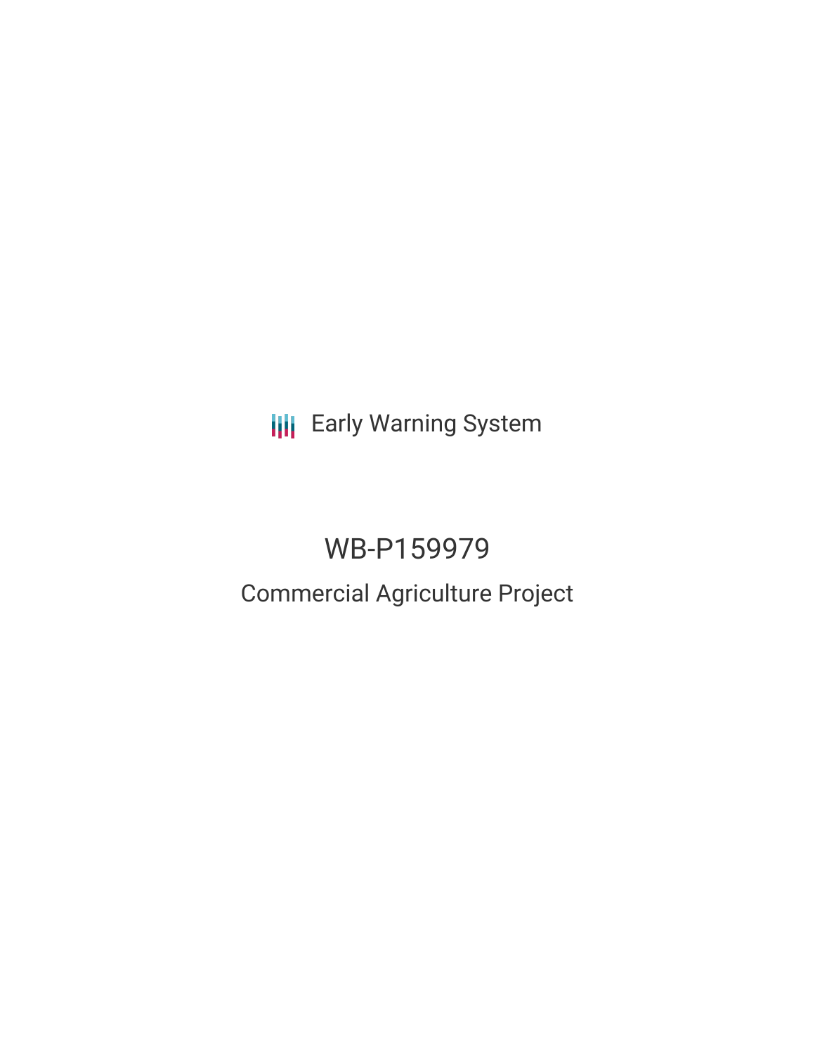Early Warning System

# WB-P159979

## Commercial Agriculture Project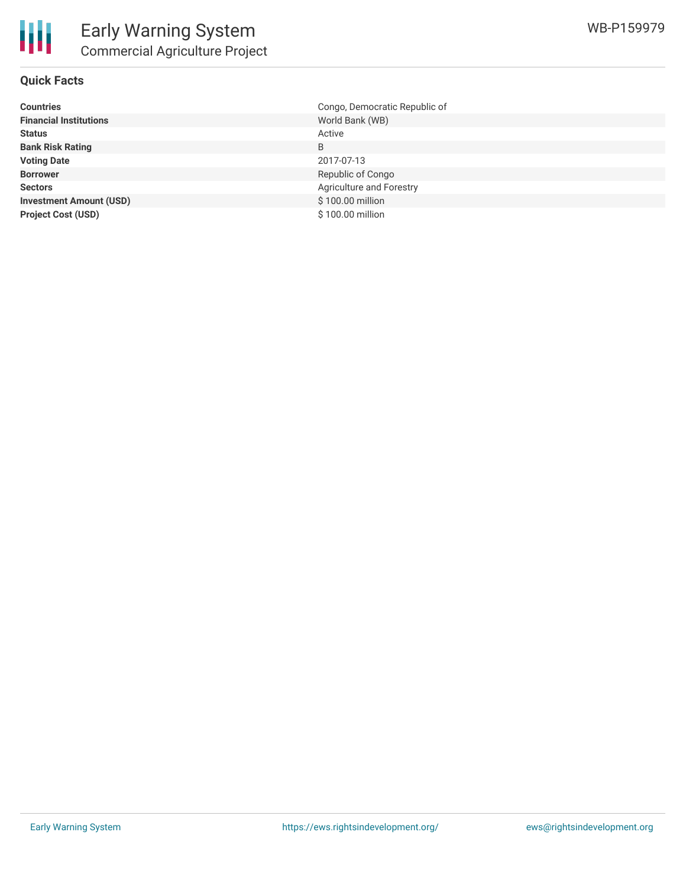# Early Warning System

## Commercial Agriculture Project

WB-P159979

### Quick Facts

| | |
|---|---|
| **Countries** | Congo, Democratic Republic of |
| **Financial Institutions** | World Bank (WB) |
| **Status** | Active |
| **Bank Risk Rating** | B |
| **Voting Date** | 2017-07-13 |
| **Borrower** | Republic of Congo |
| **Sectors** | Agriculture and Forestry |
| **Investment Amount (USD)** | $ 100.00 million |
| **Project Cost (USD)** | $ 100.00 million |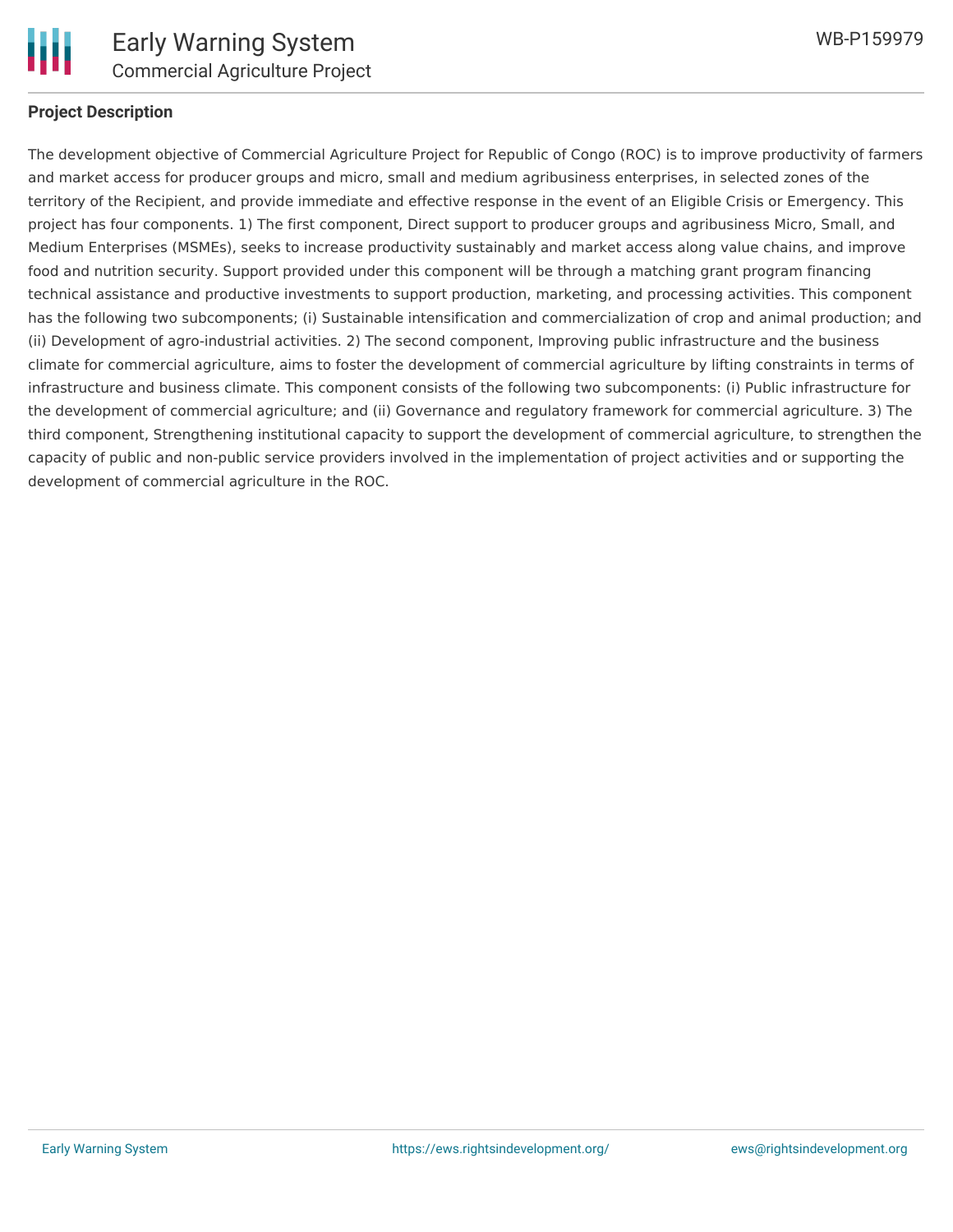## Project Description

The development objective of Commercial Agriculture Project for Republic of Congo (ROC) is to improve productivity of farmers and market access for producer groups and micro, small and medium agribusiness enterprises, in selected zones of the territory of the Recipient, and provide immediate and effective response in the event of an Eligible Crisis or Emergency. This project has four components. 1) The first component, Direct support to producer groups and agribusiness Micro, Small, and Medium Enterprises (MSMEs), seeks to increase productivity sustainably and market access along value chains, and improve food and nutrition security. Support provided under this component will be through a matching grant program financing technical assistance and productive investments to support production, marketing, and processing activities. This component has the following two subcomponents; (i) Sustainable intensification and commercialization of crop and animal production; and (ii) Development of agro-industrial activities. 2) The second component, Improving public infrastructure and the business climate for commercial agriculture, aims to foster the development of commercial agriculture by lifting constraints in terms of infrastructure and business climate. This component consists of the following two subcomponents: (i) Public infrastructure for the development of commercial agriculture; and (ii) Governance and regulatory framework for commercial agriculture. 3) The third component, Strengthening institutional capacity to support the development of commercial agriculture, to strengthen the capacity of public and non-public service providers involved in the implementation of project activities and or supporting the development of commercial agriculture in the ROC.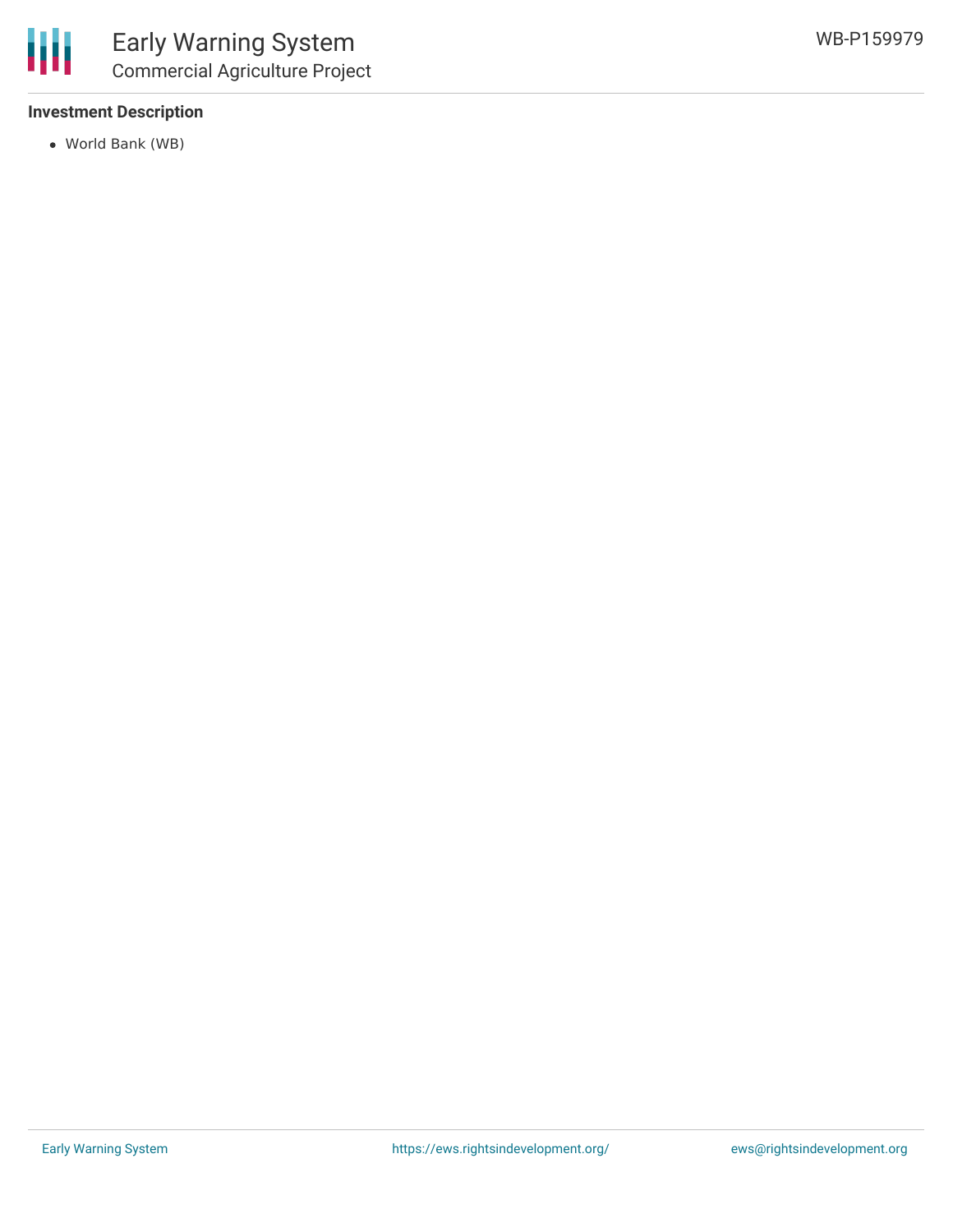### Investment Description

- World Bank (WB)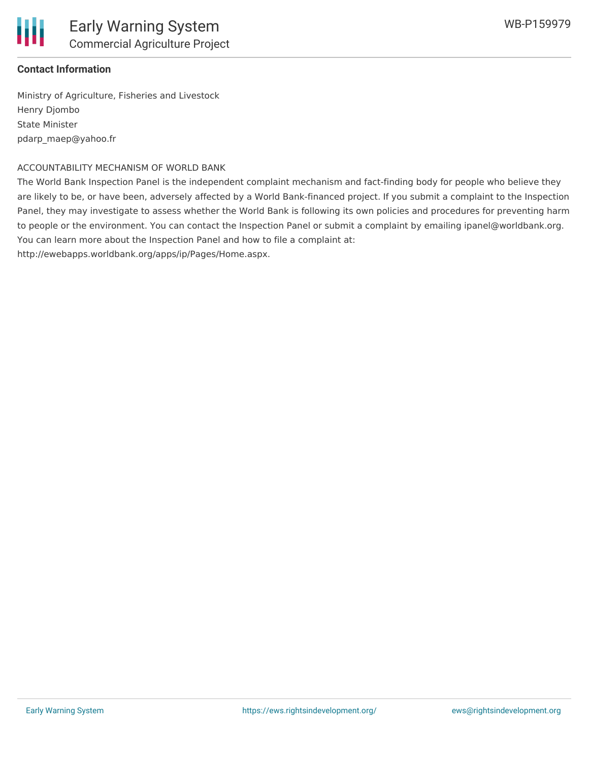**Contact Information**

Ministry of Agriculture, Fisheries and Livestock
Henry Djombo
State Minister
pdarp_maep@yahoo.fr

ACCOUNTABILITY MECHANISM OF WORLD BANK

The World Bank Inspection Panel is the independent complaint mechanism and fact-finding body for people who believe they are likely to be, or have been, adversely affected by a World Bank-financed project. If you submit a complaint to the Inspection Panel, they may investigate to assess whether the World Bank is following its own policies and procedures for preventing harm to people or the environment. You can contact the Inspection Panel or submit a complaint by emailing ipanel@worldbank.org. You can learn more about the Inspection Panel and how to file a complaint at: http://ewebapps.worldbank.org/apps/ip/Pages/Home.aspx.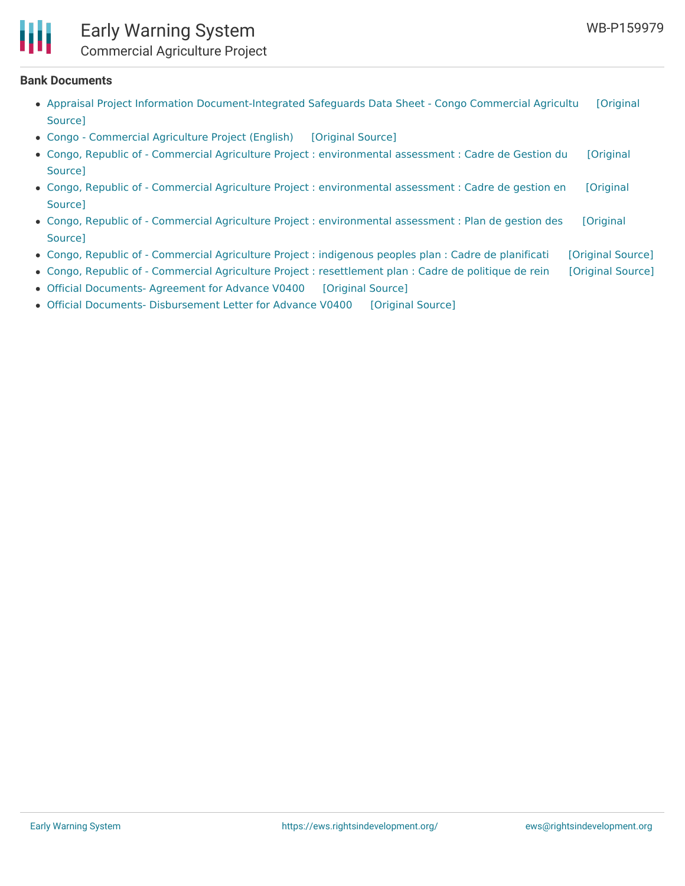**Bank Documents**

- Appraisal Project Information Document-Integrated Safeguards Data Sheet - Congo Commercial Agricultu [Original Source]
- Congo - Commercial Agriculture Project (English) [Original Source]
- Congo, Republic of - Commercial Agriculture Project : environmental assessment : Cadre de Gestion du [Original Source]
- Congo, Republic of - Commercial Agriculture Project : environmental assessment : Cadre de gestion en [Original Source]
- Congo, Republic of - Commercial Agriculture Project : environmental assessment : Plan de gestion des [Original Source]
- Congo, Republic of - Commercial Agriculture Project : indigenous peoples plan : Cadre de planificati [Original Source]
- Congo, Republic of - Commercial Agriculture Project : resettlement plan : Cadre de politique de rein [Original Source]
- Official Documents- Agreement for Advance V0400 [Original Source]
- Official Documents- Disbursement Letter for Advance V0400 [Original Source]